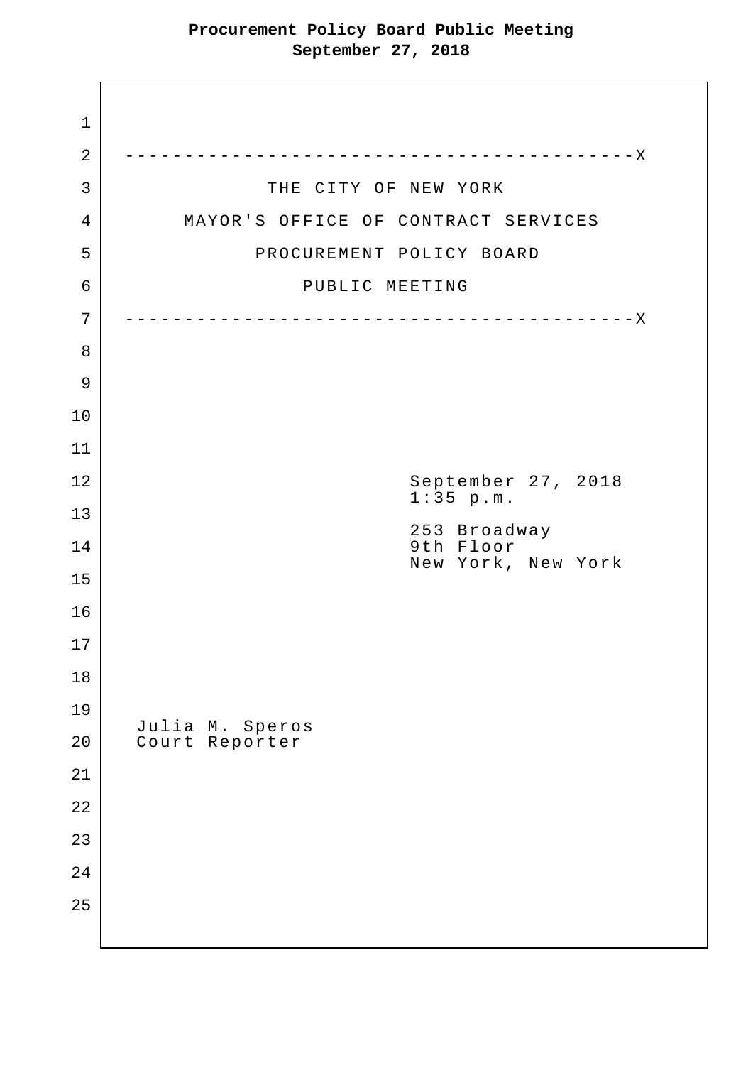THE CITY OF NEW YORK

MAYOR'S OFFICE OF CONTRACT SERVICES

PROCUREMENT POLICY BOARD

PUBLIC MEETING

September 27, 2018
1:35 p.m.

253 Broadway
9th Floor
New York, New York

Julia M. Speros
Court Reporter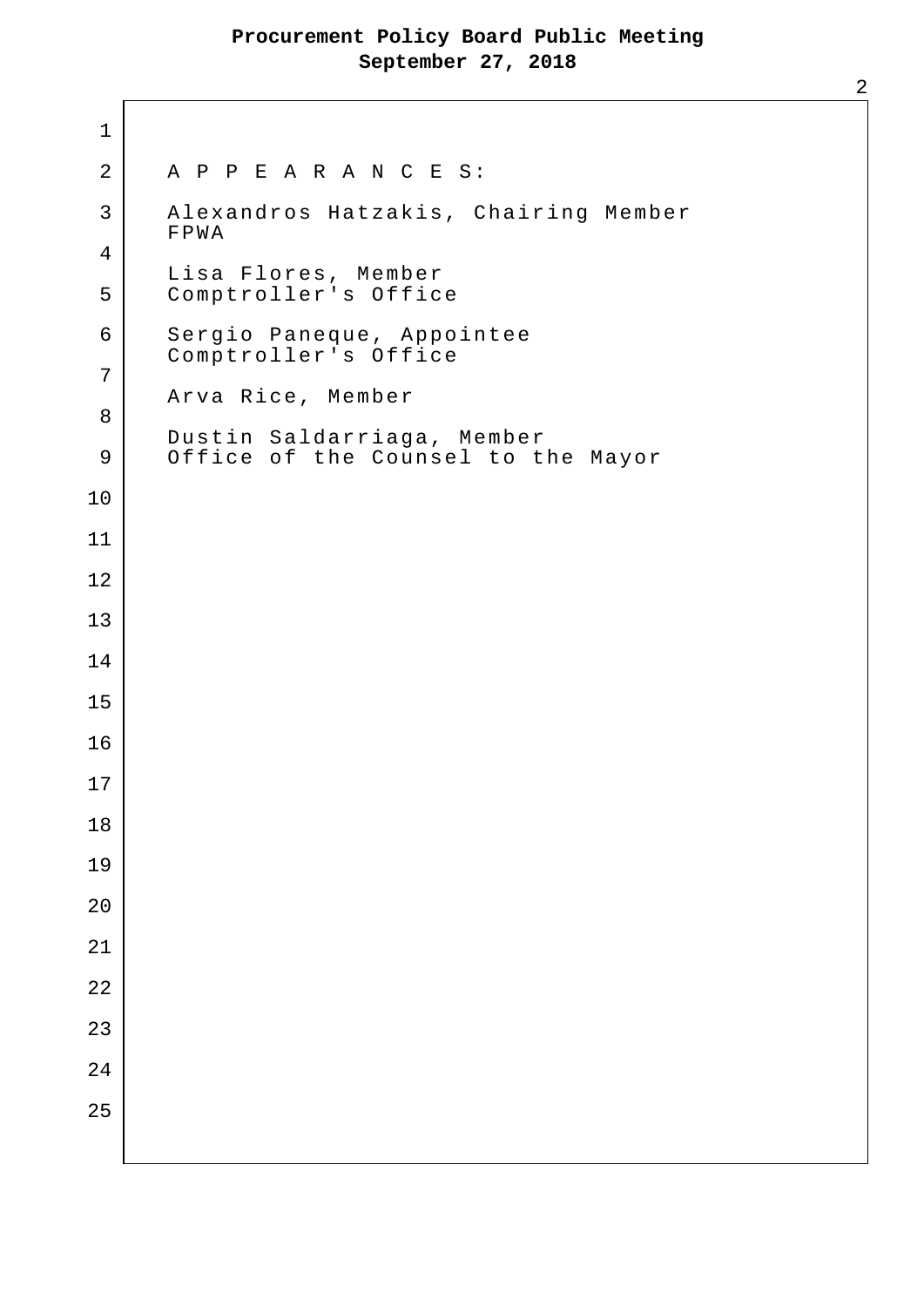A P P E A R A N C E S:

Alexandros Hatzakis, Chairing Member
FPWA

Lisa Flores, Member
Comptroller's Office

Sergio Paneque, Appointee
Comptroller's Office

Arva Rice, Member

Dustin Saldarriaga, Member
Office of the Counsel to the Mayor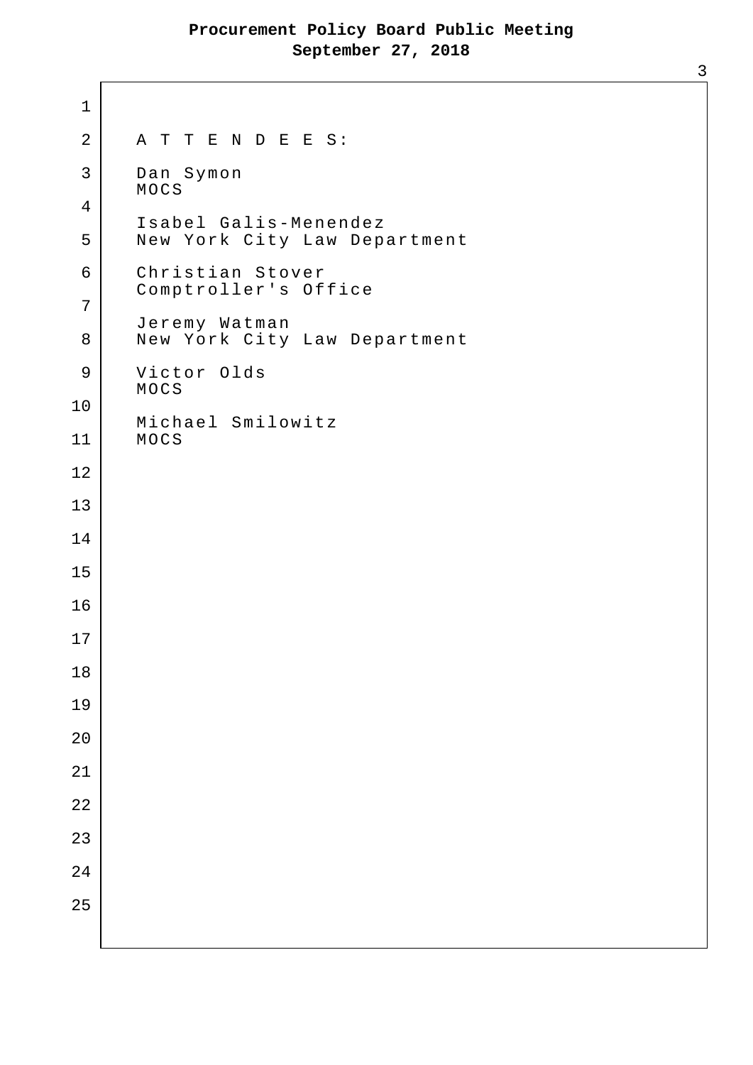A T T E N D E E S:

Dan Symon
MOCS

Isabel Galis-Menendez
New York City Law Department

Christian Stover
Comptroller's Office

Jeremy Watman
New York City Law Department

Victor Olds
MOCS

Michael Smilowitz
MOCS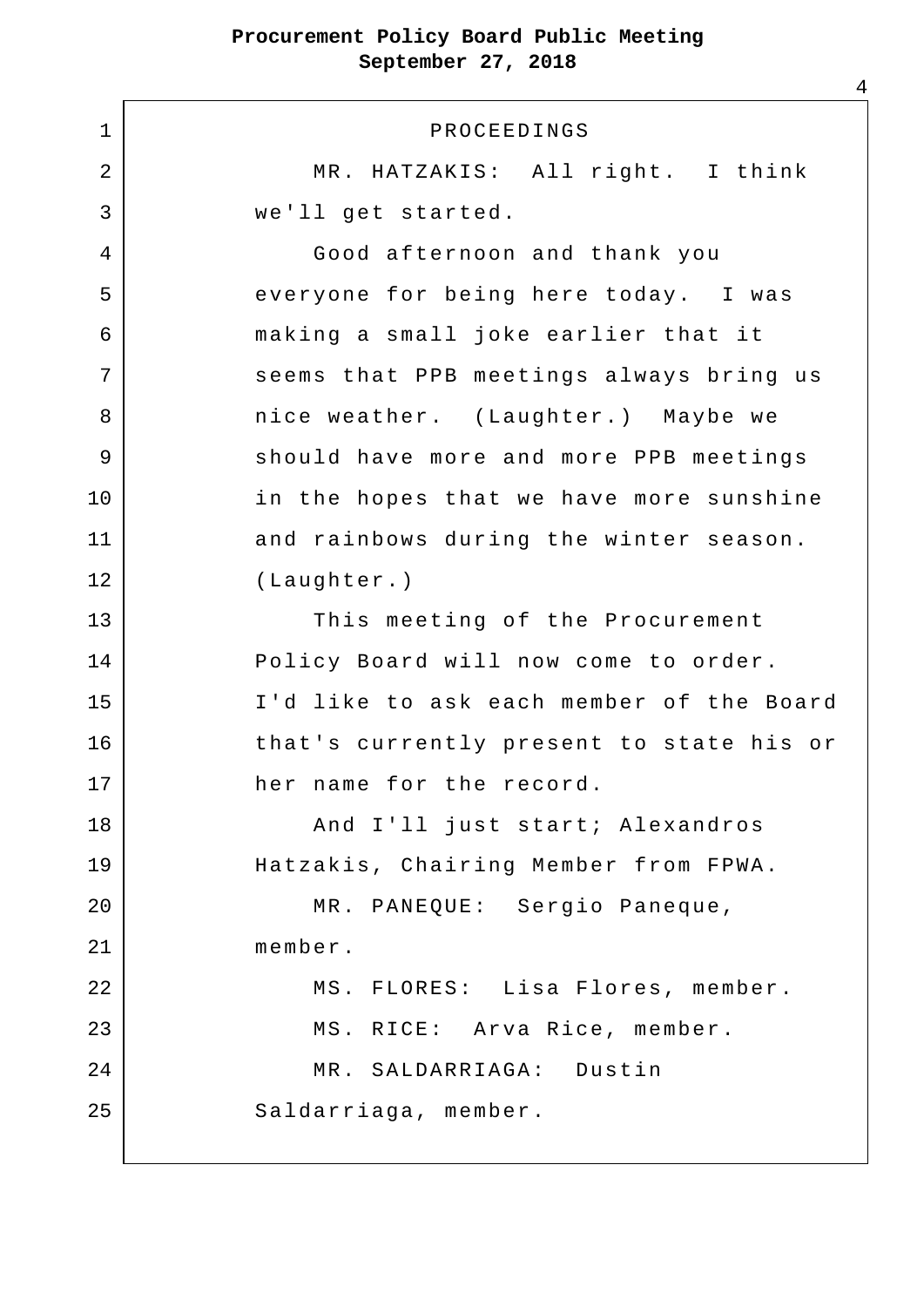PROCEEDINGS

MR. HATZAKIS: All right. I think we'll get started.

Good afternoon and thank you everyone for being here today. I was making a small joke earlier that it seems that PPB meetings always bring us nice weather. (Laughter.) Maybe we should have more and more PPB meetings in the hopes that we have more sunshine and rainbows during the winter season. (Laughter.)

This meeting of the Procurement Policy Board will now come to order. I'd like to ask each member of the Board that's currently present to state his or her name for the record.

And I'll just start; Alexandros Hatzakis, Chairing Member from FPWA.

MR. PANEQUE: Sergio Paneque, member.

MS. FLORES: Lisa Flores, member.

MS. RICE: Arva Rice, member.

MR. SALDARRIAGA: Dustin Saldarriaga, member.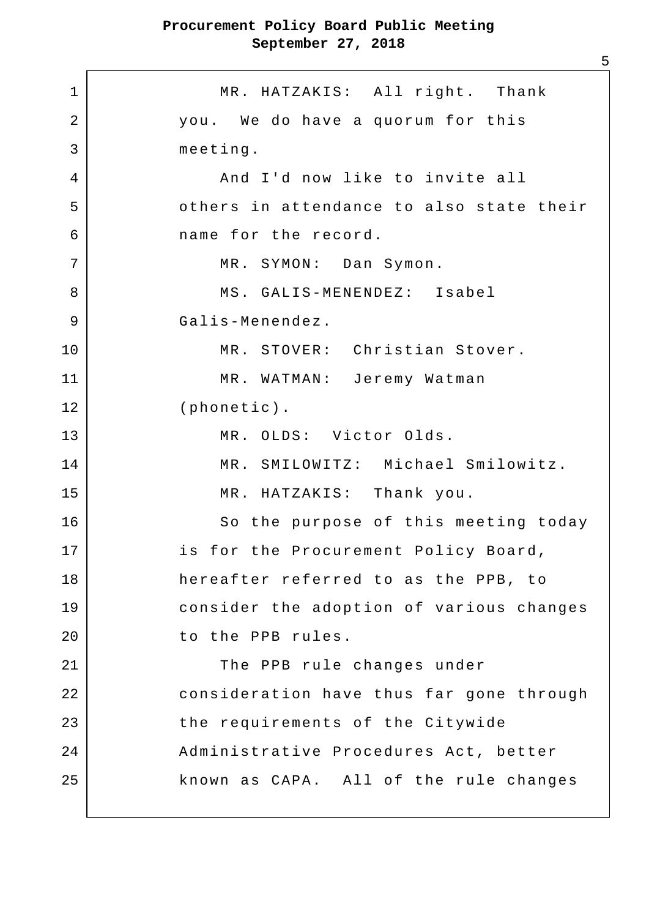MR. HATZAKIS: All right. Thank you. We do have a quorum for this meeting.

And I'd now like to invite all others in attendance to also state their name for the record.

MR. SYMON: Dan Symon.

MS. GALIS-MENENDEZ: Isabel Galis-Menendez.

MR. STOVER: Christian Stover.

MR. WATMAN: Jeremy Watman (phonetic).

MR. OLDS: Victor Olds.

MR. SMILOWITZ: Michael Smilowitz.

MR. HATZAKIS: Thank you.

So the purpose of this meeting today is for the Procurement Policy Board, hereafter referred to as the PPB, to consider the adoption of various changes to the PPB rules.

The PPB rule changes under consideration have thus far gone through the requirements of the Citywide Administrative Procedures Act, better known as CAPA. All of the rule changes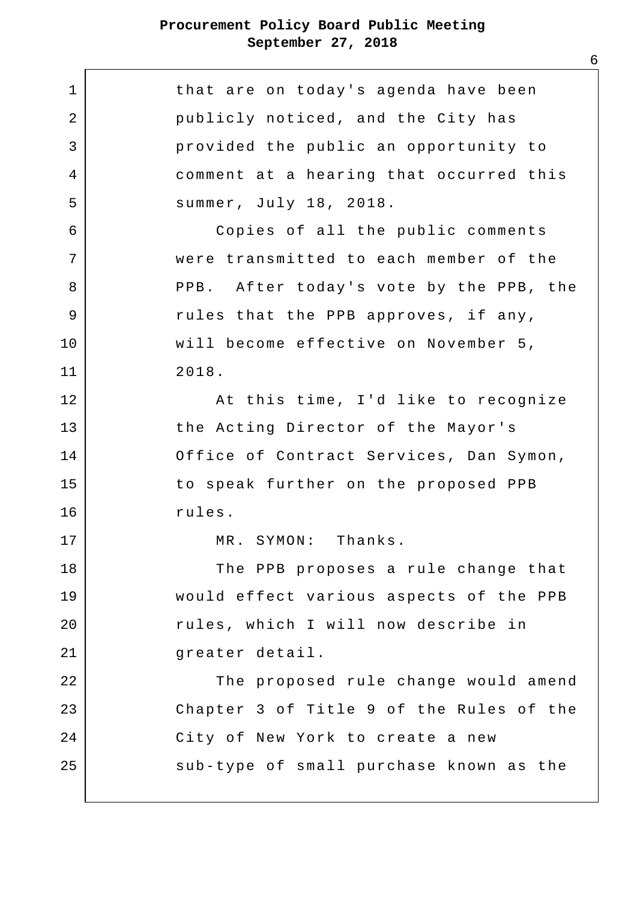that are on today's agenda have been publicly noticed, and the City has provided the public an opportunity to comment at a hearing that occurred this summer, July 18, 2018.

Copies of all the public comments were transmitted to each member of the PPB. After today's vote by the PPB, the rules that the PPB approves, if any, will become effective on November 5, 2018.

At this time, I'd like to recognize the Acting Director of the Mayor's Office of Contract Services, Dan Symon, to speak further on the proposed PPB rules.

MR. SYMON: Thanks.

The PPB proposes a rule change that would effect various aspects of the PPB rules, which I will now describe in greater detail.

The proposed rule change would amend Chapter 3 of Title 9 of the Rules of the City of New York to create a new sub-type of small purchase known as the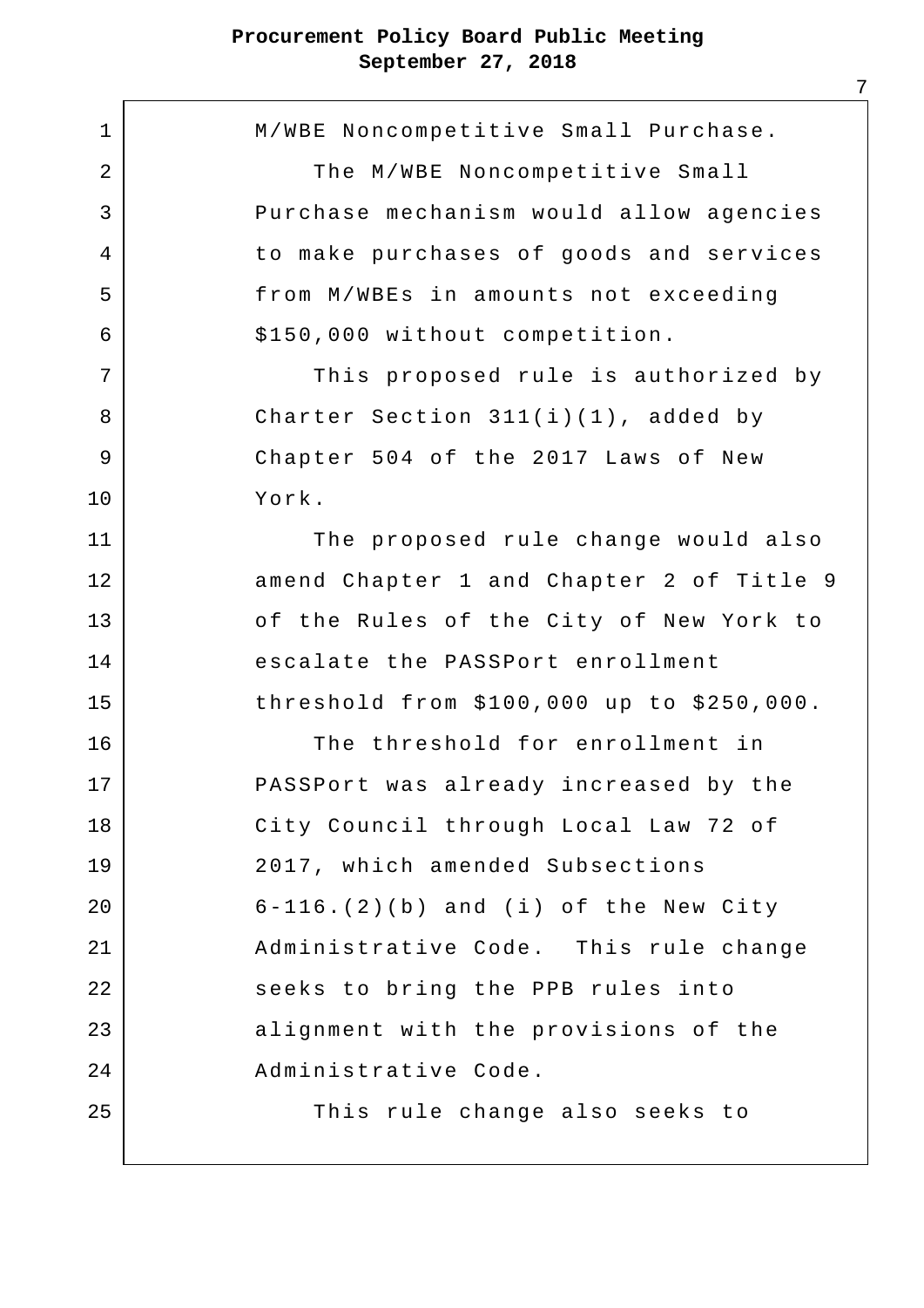M/WBE Noncompetitive Small Purchase.

The M/WBE Noncompetitive Small Purchase mechanism would allow agencies to make purchases of goods and services from M/WBEs in amounts not exceeding $150,000 without competition.

This proposed rule is authorized by Charter Section 311(i)(1), added by Chapter 504 of the 2017 Laws of New York.

The proposed rule change would also amend Chapter 1 and Chapter 2 of Title 9 of the Rules of the City of New York to escalate the PASSPort enrollment threshold from $100,000 up to $250,000.

The threshold for enrollment in PASSPort was already increased by the City Council through Local Law 72 of 2017, which amended Subsections 6-116.(2)(b) and (i) of the New City Administrative Code. This rule change seeks to bring the PPB rules into alignment with the provisions of the Administrative Code.

This rule change also seeks to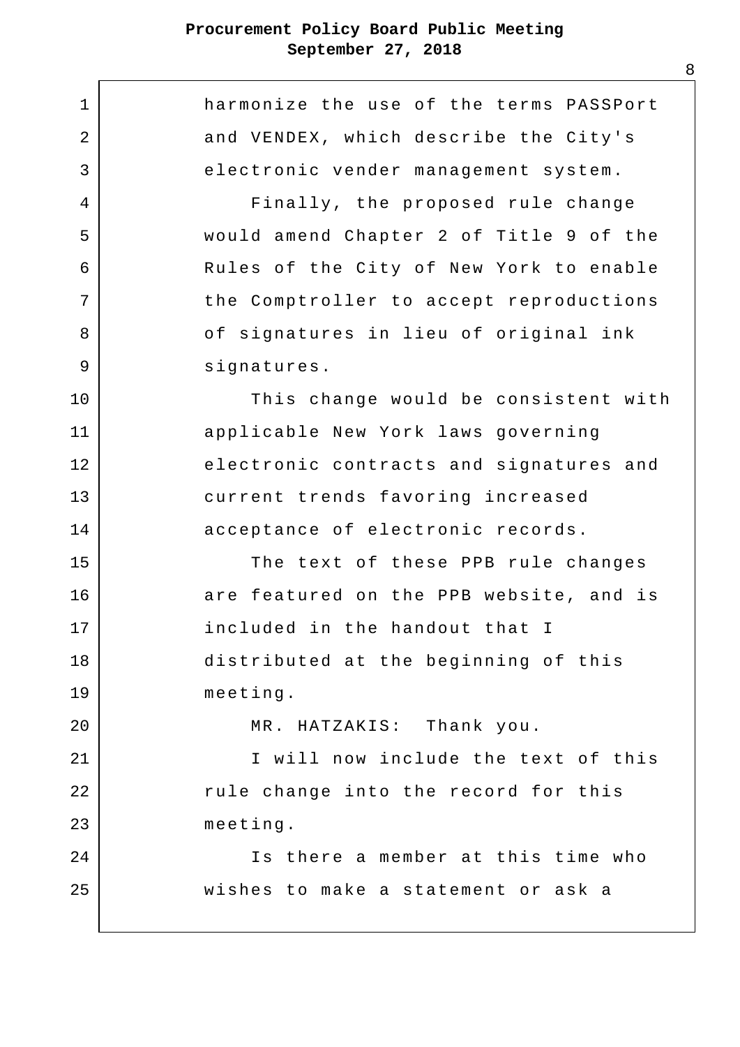harmonize the use of the terms PASSPort and VENDEX, which describe the City's electronic vender management system.

Finally, the proposed rule change would amend Chapter 2 of Title 9 of the Rules of the City of New York to enable the Comptroller to accept reproductions of signatures in lieu of original ink signatures.

This change would be consistent with applicable New York laws governing electronic contracts and signatures and current trends favoring increased acceptance of electronic records.

The text of these PPB rule changes are featured on the PPB website, and is included in the handout that I distributed at the beginning of this meeting.

MR. HATZAKIS: Thank you.

I will now include the text of this rule change into the record for this meeting.

Is there a member at this time who wishes to make a statement or ask a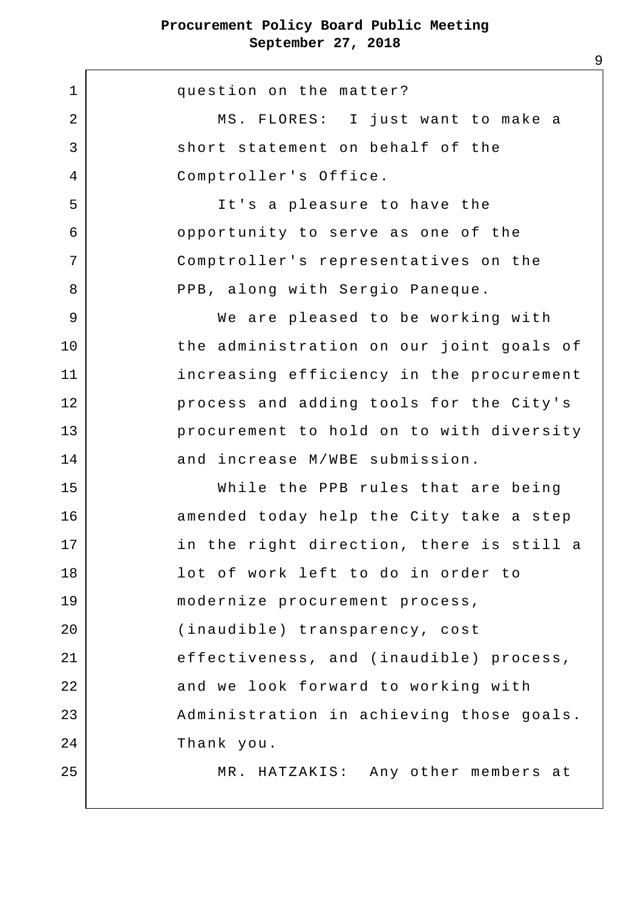question on the matter?

MS. FLORES: I just want to make a short statement on behalf of the Comptroller's Office.

It's a pleasure to have the opportunity to serve as one of the Comptroller's representatives on the PPB, along with Sergio Paneque.

We are pleased to be working with the administration on our joint goals of increasing efficiency in the procurement process and adding tools for the City's procurement to hold on to with diversity and increase M/WBE submission.

While the PPB rules that are being amended today help the City take a step in the right direction, there is still a lot of work left to do in order to modernize procurement process, (inaudible) transparency, cost effectiveness, and (inaudible) process, and we look forward to working with Administration in achieving those goals. Thank you.

MR. HATZAKIS: Any other members at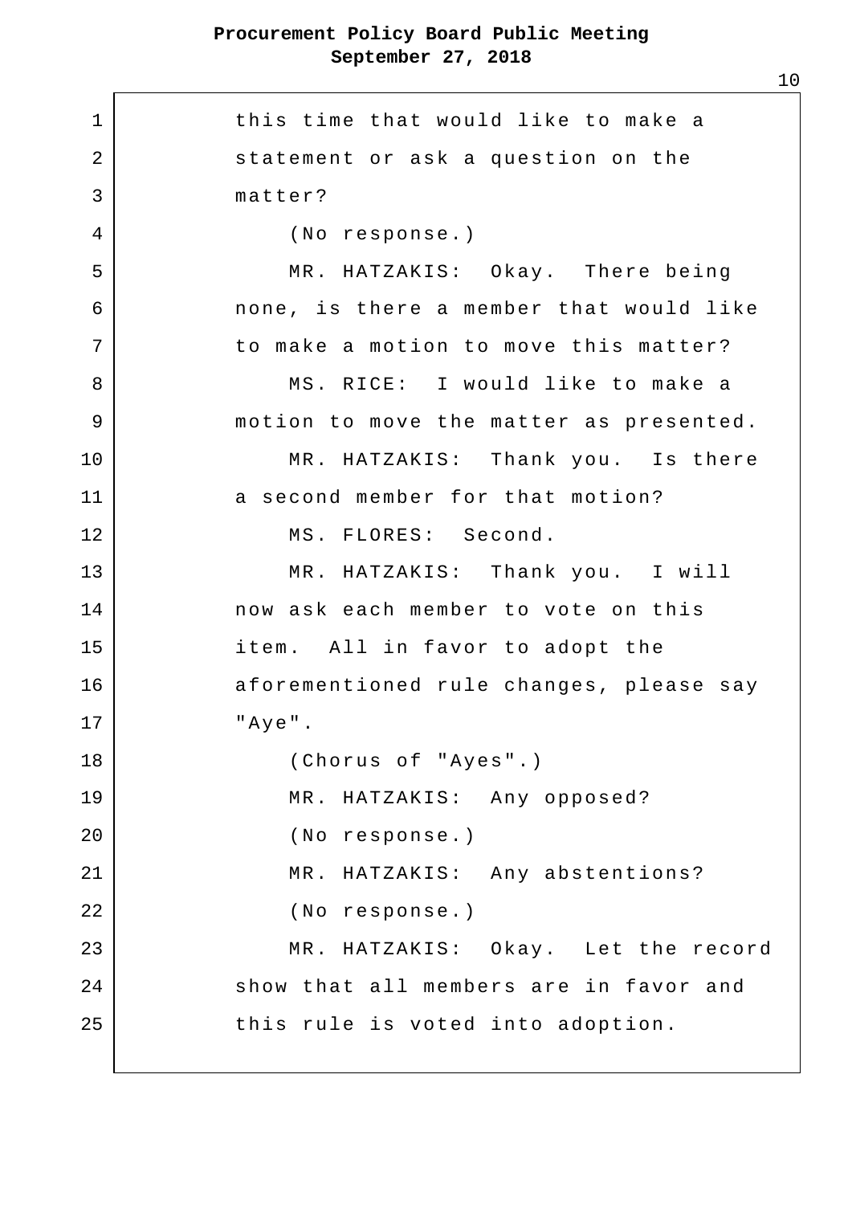this time that would like to make a statement or ask a question on the matter?

(No response.)

MR. HATZAKIS: Okay. There being none, is there a member that would like to make a motion to move this matter?

MS. RICE: I would like to make a motion to move the matter as presented.

MR. HATZAKIS: Thank you. Is there a second member for that motion?

MS. FLORES: Second.

MR. HATZAKIS: Thank you. I will now ask each member to vote on this item. All in favor to adopt the aforementioned rule changes, please say "Aye".

(Chorus of "Ayes".)

MR. HATZAKIS: Any opposed?

(No response.)

MR. HATZAKIS: Any abstentions?

(No response.)

MR. HATZAKIS: Okay. Let the record show that all members are in favor and this rule is voted into adoption.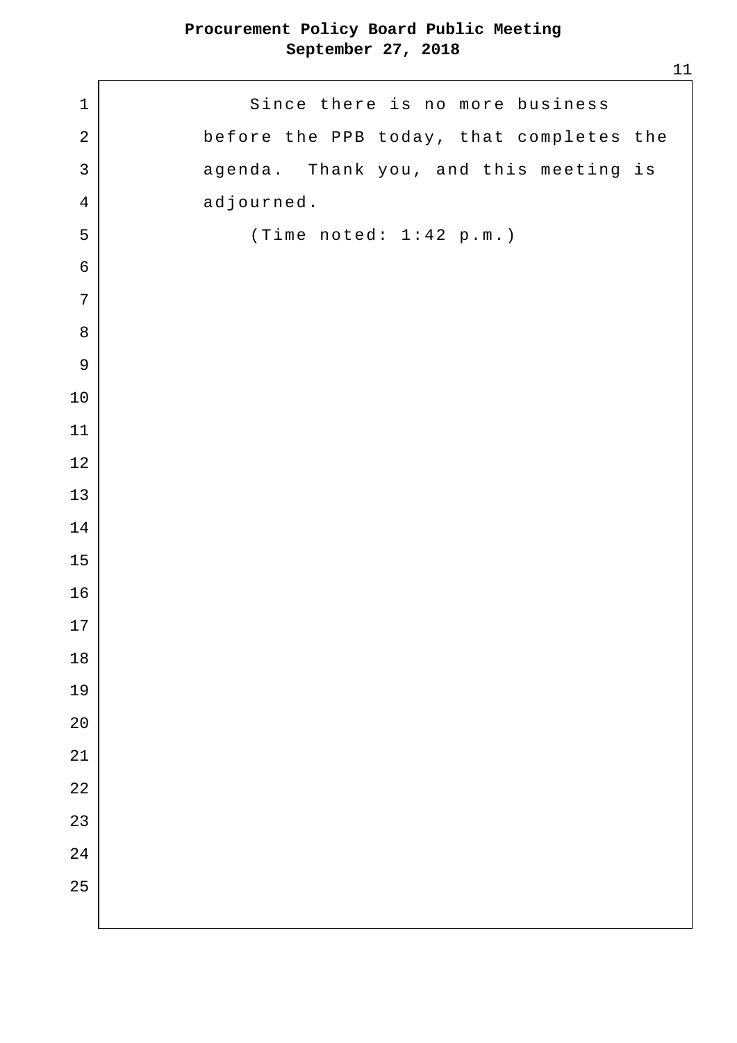Since there is no more business before the PPB today, that completes the agenda. Thank you, and this meeting is adjourned.

(Time noted: 1:42 p.m.)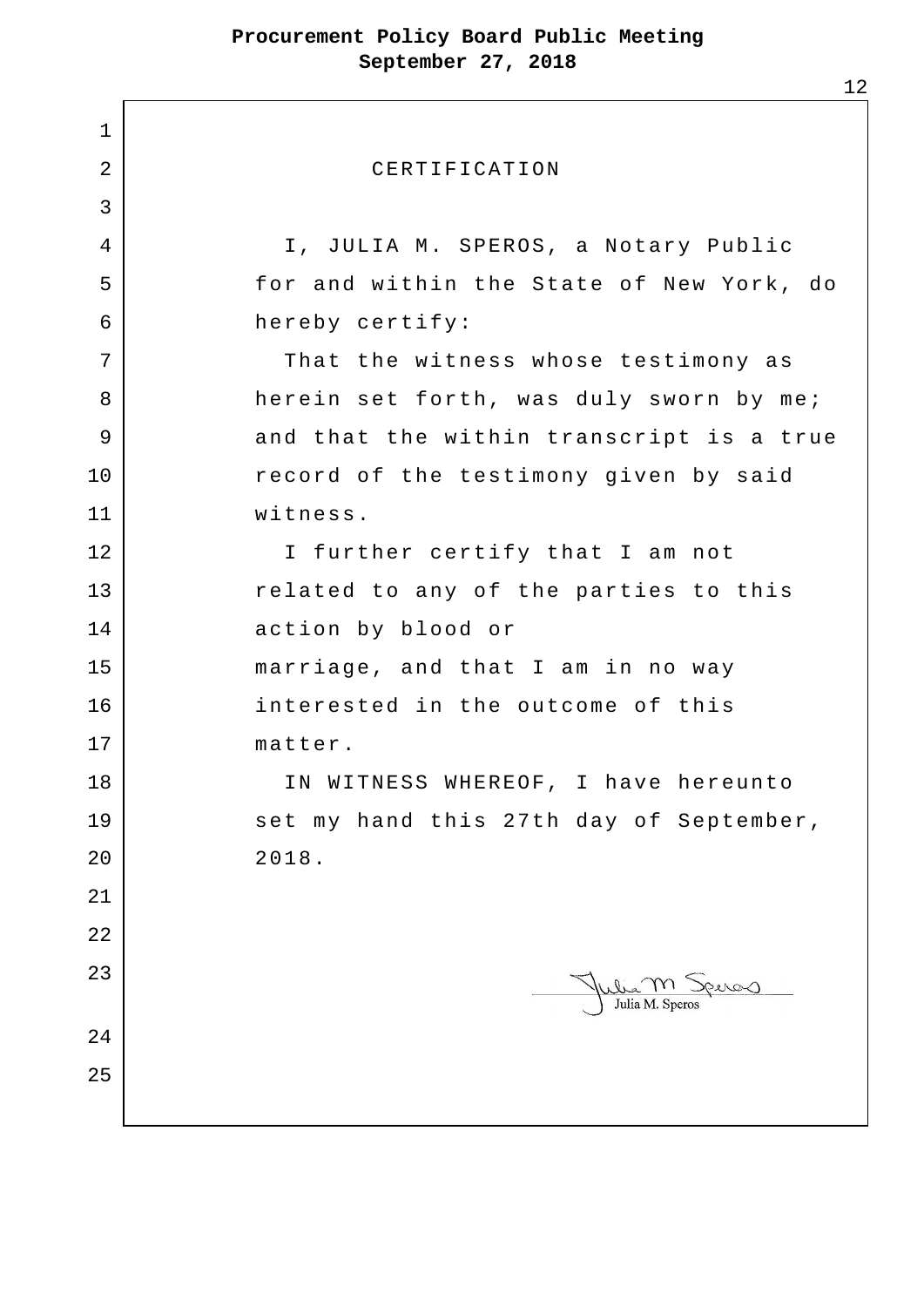## CERTIFICATION

I, JULIA M. SPEROS, a Notary Public for and within the State of New York, do hereby certify:

That the witness whose testimony as herein set forth, was duly sworn by me; and that the within transcript is a true record of the testimony given by said witness.

I further certify that I am not related to any of the parties to this action by blood or marriage, and that I am in no way interested in the outcome of this matter.

IN WITNESS WHEREOF, I have hereunto set my hand this 27th day of September, 2018.

Julia M. Speros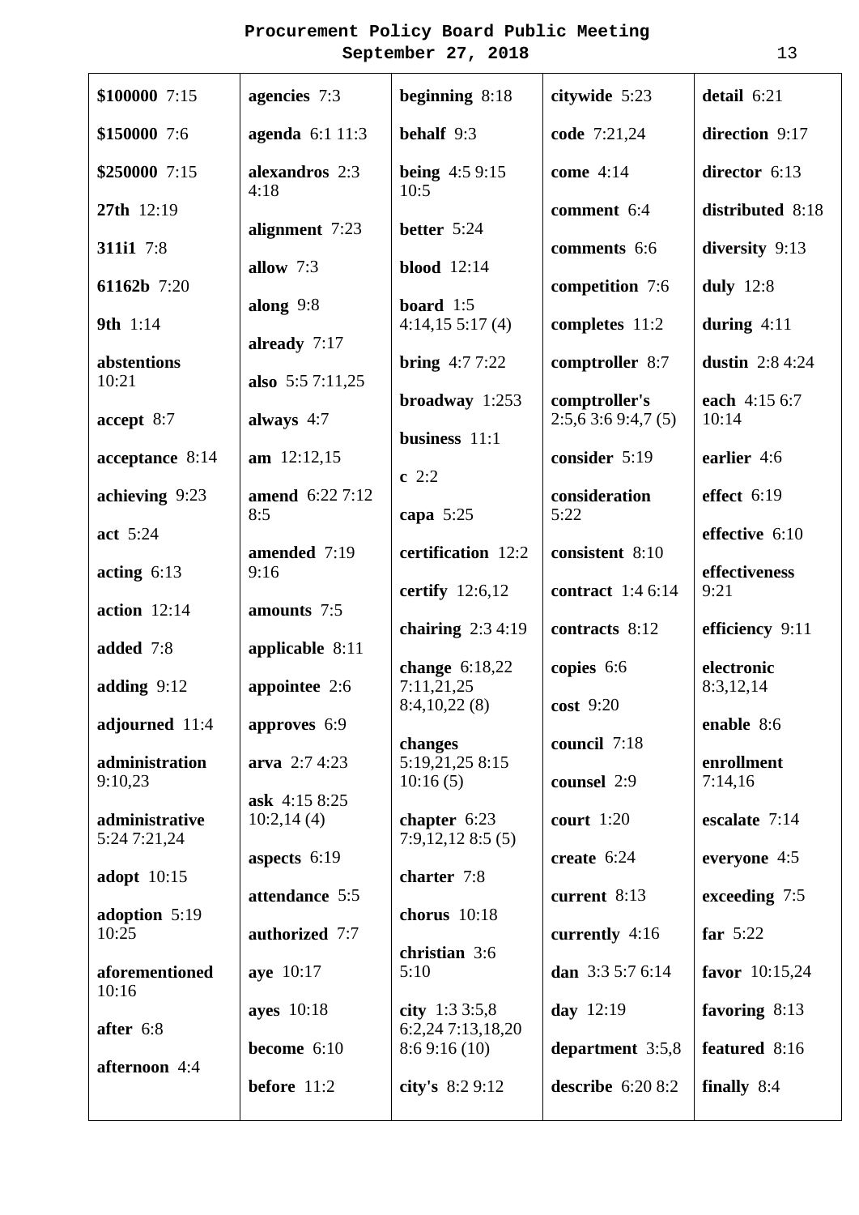# Procurement Policy Board Public Meeting
## September 27, 2018

**$100000** 7:15

**$150000** 7:6

**$250000** 7:15

**27th** 12:19

**311i1** 7:8

**61162b** 7:20

**9th** 1:14

**abstentions** 10:21

**accept** 8:7

**acceptance** 8:14

**achieving** 9:23

**act** 5:24

**acting** 6:13

**action** 12:14

**added** 7:8

**adding** 9:12

**adjourned** 11:4

**administration** 9:10,23

**administrative** 5:24 7:21,24

**adopt** 10:15

**adoption** 5:19 10:25

**aforementioned** 10:16

**after** 6:8

**afternoon** 4:4

**agencies** 7:3

**agenda** 6:1 11:3

**alexandros** 2:3 4:18

**alignment** 7:23

**allow** 7:3

**along** 9:8

**already** 7:17

**also** 5:5 7:11,25

**always** 4:7

**am** 12:12,15

**amend** 6:22 7:12 8:5

**amended** 7:19 9:16

**amounts** 7:5

**applicable** 8:11

**appointee** 2:6

**approves** 6:9

**arva** 2:7 4:23

**ask** 4:15 8:25 10:2,14 (4)

**aspects** 6:19

**attendance** 5:5

**authorized** 7:7

**aye** 10:17

**ayes** 10:18

**become** 6:10

**before** 11:2

**beginning** 8:18

**behalf** 9:3

**being** 4:5 9:15 10:5

**better** 5:24

**blood** 12:14

**board** 1:5 4:14,15 5:17 (4)

**bring** 4:7 7:22

**broadway** 1:253

**business** 11:1

**c** 2:2

**capa** 5:25

**certification** 12:2

**certify** 12:6,12

**chairing** 2:3 4:19

**change** 6:18,22 7:11,21,25 8:4,10,22 (8)

**changes** 5:19,21,25 8:15 10:16 (5)

**chapter** 6:23 7:9,12,12 8:5 (5)

**charter** 7:8

**chorus** 10:18

**christian** 3:6 5:10

**city** 1:3 3:5,8 6:2,24 7:13,18,20 8:6 9:16 (10)

**city's** 8:2 9:12

**citywide** 5:23

**code** 7:21,24

**come** 4:14

**comment** 6:4

**comments** 6:6

**competition** 7:6

**completes** 11:2

**comptroller** 8:7

**comptroller's** 2:5,6 3:6 9:4,7 (5)

**consider** 5:19

**consideration** 5:22

**consistent** 8:10

**contract** 1:4 6:14

**contracts** 8:12

**copies** 6:6

**cost** 9:20

**council** 7:18

**counsel** 2:9

**court** 1:20

**create** 6:24

**current** 8:13

**currently** 4:16

**dan** 3:3 5:7 6:14

**day** 12:19

**department** 3:5,8

**describe** 6:20 8:2

**detail** 6:21

**direction** 9:17

**director** 6:13

**distributed** 8:18

**diversity** 9:13

**duly** 12:8

**during** 4:11

**dustin** 2:8 4:24

**each** 4:15 6:7 10:14

**earlier** 4:6

**effect** 6:19

**effective** 6:10

**effectiveness** 9:21

**efficiency** 9:11

**electronic** 8:3,12,14

**enable** 8:6

**enrollment** 7:14,16

**escalate** 7:14

**everyone** 4:5

**exceeding** 7:5

**far** 5:22

**favor** 10:15,24

**favoring** 8:13

**featured** 8:16

**finally** 8:4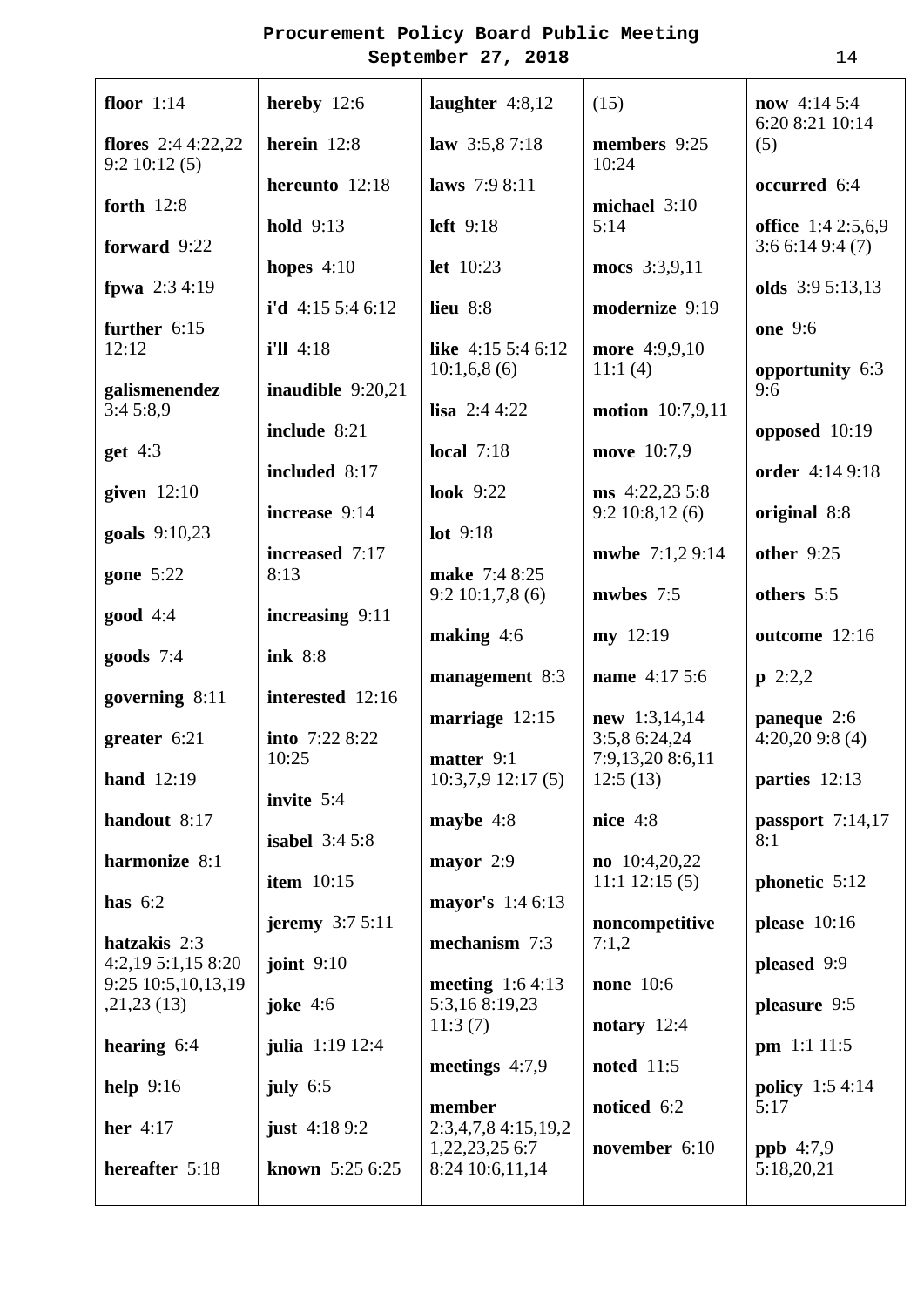# Procurement Policy Board Public Meeting
## September 27, 2018

**floor** 1:14

**flores** 2:4 4:22,22 9:2 10:12 (5)

**forth** 12:8

**forward** 9:22

**fpwa** 2:3 4:19

**further** 6:15 12:12

**galismenendez** 3:4 5:8,9

**get** 4:3

**given** 12:10

**goals** 9:10,23

**gone** 5:22

**good** 4:4

**goods** 7:4

**governing** 8:11

**greater** 6:21

**hand** 12:19

**handout** 8:17

**harmonize** 8:1

**has** 6:2

**hatzakis** 2:3 4:2,19 5:1,15 8:20 9:25 10:5,10,13,19 ,21,23 (13)

**hearing** 6:4

**help** 9:16

**her** 4:17

**hereafter** 5:18

**hereby** 12:6

**herein** 12:8

**hereunto** 12:18

**hold** 9:13

**hopes** 4:10

**i'd** 4:15 5:4 6:12

**i'll** 4:18

**inaudible** 9:20,21

**include** 8:21

**included** 8:17

**increase** 9:14

**increased** 7:17 8:13

**increasing** 9:11

**ink** 8:8

**interested** 12:16

**into** 7:22 8:22 10:25

**invite** 5:4

**isabel** 3:4 5:8

**item** 10:15

**jeremy** 3:7 5:11

**joint** 9:10

**joke** 4:6

**julia** 1:19 12:4

**july** 6:5

**just** 4:18 9:2

**known** 5:25 6:25

**laughter** 4:8,12

**law** 3:5,8 7:18

**laws** 7:9 8:11

**left** 9:18

**let** 10:23

**lieu** 8:8

**like** 4:15 5:4 6:12 10:1,6,8 (6)

**lisa** 2:4 4:22

**local** 7:18

**look** 9:22

**lot** 9:18

**make** 7:4 8:25 9:2 10:1,7,8 (6)

**making** 4:6

**management** 8:3

**marriage** 12:15

**matter** 9:1 10:3,7,9 12:17 (5)

**maybe** 4:8

**mayor** 2:9

**mayor's** 1:4 6:13

**mechanism** 7:3

**meeting** 1:6 4:13 5:3,16 8:19,23 11:3 (7)

**meetings** 4:7,9

**member** 2:3,4,7,8 4:15,19,2 1,22,23,25 6:7 8:24 10:6,11,14 (15)

**members** 9:25 10:24

**michael** 3:10 5:14

**mocs** 3:3,9,11

**modernize** 9:19

**more** 4:9,9,10 11:1 (4)

**motion** 10:7,9,11

**move** 10:7,9

**ms** 4:22,23 5:8 9:2 10:8,12 (6)

**mwbe** 7:1,2 9:14

**mwbes** 7:5

**my** 12:19

**name** 4:17 5:6

**new** 1:3,14,14 3:5,8 6:24,24 7:9,13,20 8:6,11 12:5 (13)

**nice** 4:8

**no** 10:4,20,22 11:1 12:15 (5)

**noncompetitive** 7:1,2

**none** 10:6

**notary** 12:4

**noted** 11:5

**noticed** 6:2

**november** 6:10

**now** 4:14 5:4 6:20 8:21 10:14 (5)

**occurred** 6:4

**office** 1:4 2:5,6,9 3:6 6:14 9:4 (7)

**olds** 3:9 5:13,13

**one** 9:6

**opportunity** 6:3 9:6

**opposed** 10:19

**order** 4:14 9:18

**original** 8:8

**other** 9:25

**others** 5:5

**outcome** 12:16

**p** 2:2,2

**paneque** 2:6 4:20,20 9:8 (4)

**parties** 12:13

**passport** 7:14,17 8:1

**phonetic** 5:12

**please** 10:16

**pleased** 9:9

**pleasure** 9:5

**pm** 1:1 11:5

**policy** 1:5 4:14 5:17

**ppb** 4:7,9 5:18,20,21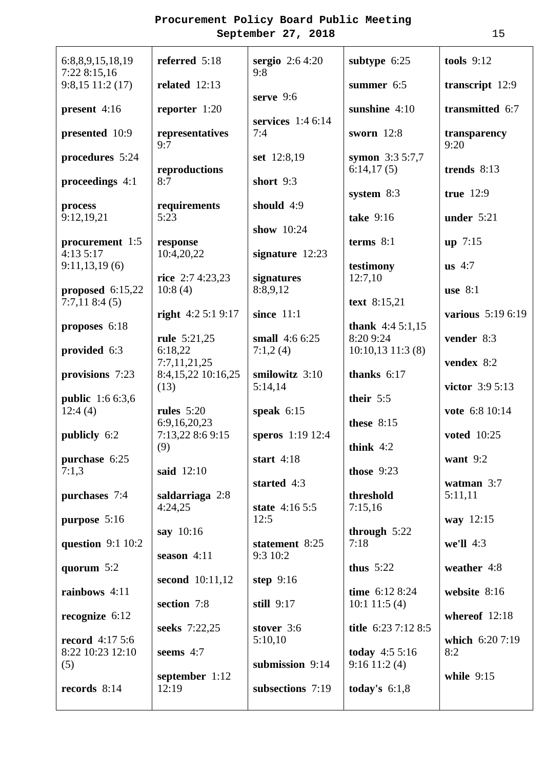**Procurement Policy Board Public Meeting**
**September 27, 2018**

6:8,8,9,15,18,19 7:22 8:15,16 9:8,15 11:2 (17)

**present** 4:16

**presented** 10:9

**procedures** 5:24

**proceedings** 4:1

**process** 9:12,19,21

**procurement** 1:5 4:13 5:17 9:11,13,19 (6)

**proposed** 6:15,22 7:7,11 8:4 (5)

**proposes** 6:18

**provided** 6:3

**provisions** 7:23

**public** 1:6 6:3,6 12:4 (4)

**publicly** 6:2

**purchase** 6:25 7:1,3

**purchases** 7:4

**purpose** 5:16

**question** 9:1 10:2

**quorum** 5:2

**rainbows** 4:11

**recognize** 6:12

**record** 4:17 5:6 8:22 10:23 12:10 (5)

**records** 8:14

**referred** 5:18

**related** 12:13

**reporter** 1:20

**representatives** 9:7

**reproductions** 8:7

**requirements** 5:23

**response** 10:4,20,22

**rice** 2:7 4:23,23 10:8 (4)

**right** 4:2 5:1 9:17

**rule** 5:21,25 6:18,22 7:7,11,21,25 8:4,15,22 10:16,25 (13)

**rules** 5:20 6:9,16,20,23 7:13,22 8:6 9:15 (9)

**said** 12:10

**saldarriaga** 2:8 4:24,25

**say** 10:16

**season** 4:11

**second** 10:11,12

**section** 7:8

**seeks** 7:22,25

**seems** 4:7

**september** 1:12 12:19

**sergio** 2:6 4:20 9:8

**serve** 9:6

**services** 1:4 6:14 7:4

**set** 12:8,19

**short** 9:3

**should** 4:9

**show** 10:24

**signature** 12:23

**signatures** 8:8,9,12

**since** 11:1

**small** 4:6 6:25 7:1,2 (4)

**smilowitz** 3:10 5:14,14

**speak** 6:15

**speros** 1:19 12:4

**start** 4:18

**started** 4:3

**state** 4:16 5:5 12:5

**statement** 8:25 9:3 10:2

**step** 9:16

**still** 9:17

**stover** 3:6 5:10,10

**submission** 9:14

**subsections** 7:19

**subtype** 6:25

**summer** 6:5

**sunshine** 4:10

**sworn** 12:8

**symon** 3:3 5:7,7 6:14,17 (5)

**system** 8:3

**take** 9:16

**terms** 8:1

**testimony** 12:7,10

**text** 8:15,21

**thank** 4:4 5:1,15 8:20 9:24 10:10,13 11:3 (8)

**thanks** 6:17

**their** 5:5

**these** 8:15

**think** 4:2

**those** 9:23

**threshold** 7:15,16

**through** 5:22 7:18

**thus** 5:22

**time** 6:12 8:24 10:1 11:5 (4)

**title** 6:23 7:12 8:5

**today** 4:5 5:16 9:16 11:2 (4)

**today's** 6:1,8

**tools** 9:12

**transcript** 12:9

**transmitted** 6:7

**transparency** 9:20

**trends** 8:13

**true** 12:9

**under** 5:21

**up** 7:15

**us** 4:7

**use** 8:1

**various** 5:19 6:19

**vender** 8:3

**vendex** 8:2

**victor** 3:9 5:13

**vote** 6:8 10:14

**voted** 10:25

**want** 9:2

**watman** 3:7 5:11,11

**way** 12:15

**we'll** 4:3

**weather** 4:8

**website** 8:16

**whereof** 12:18

**which** 6:20 7:19 8:2

**while** 9:15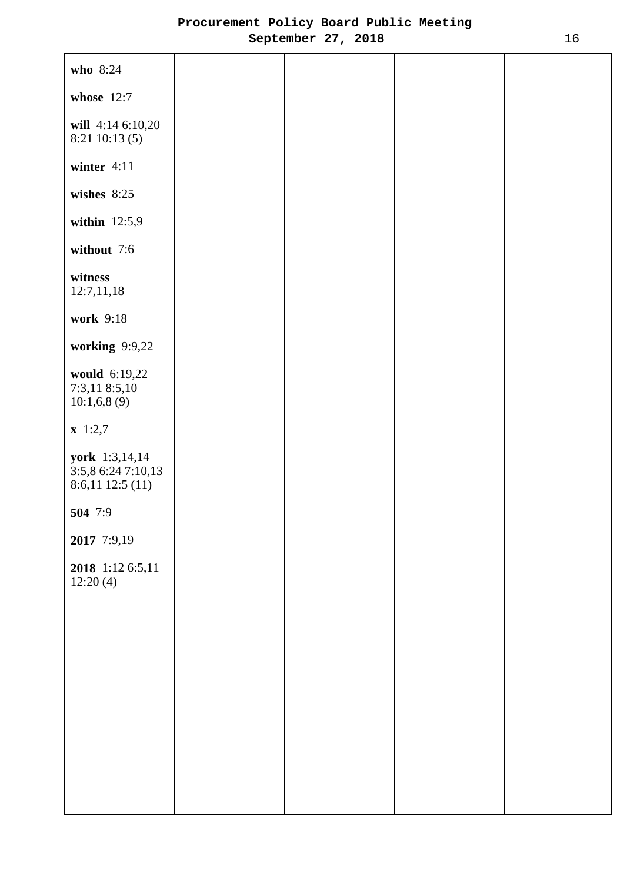**who** 8:24

**whose** 12:7

**will** 4:14 6:10,20 8:21 10:13 (5)

**winter** 4:11

**wishes** 8:25

**within** 12:5,9

**without** 7:6

**witness** 12:7,11,18

**work** 9:18

**working** 9:9,22

**would** 6:19,22 7:3,11 8:5,10 10:1,6,8 (9)

**x** 1:2,7

**york** 1:3,14,14 3:5,8 6:24 7:10,13 8:6,11 12:5 (11)

**504** 7:9

**2017** 7:9,19

**2018** 1:12 6:5,11 12:20 (4)